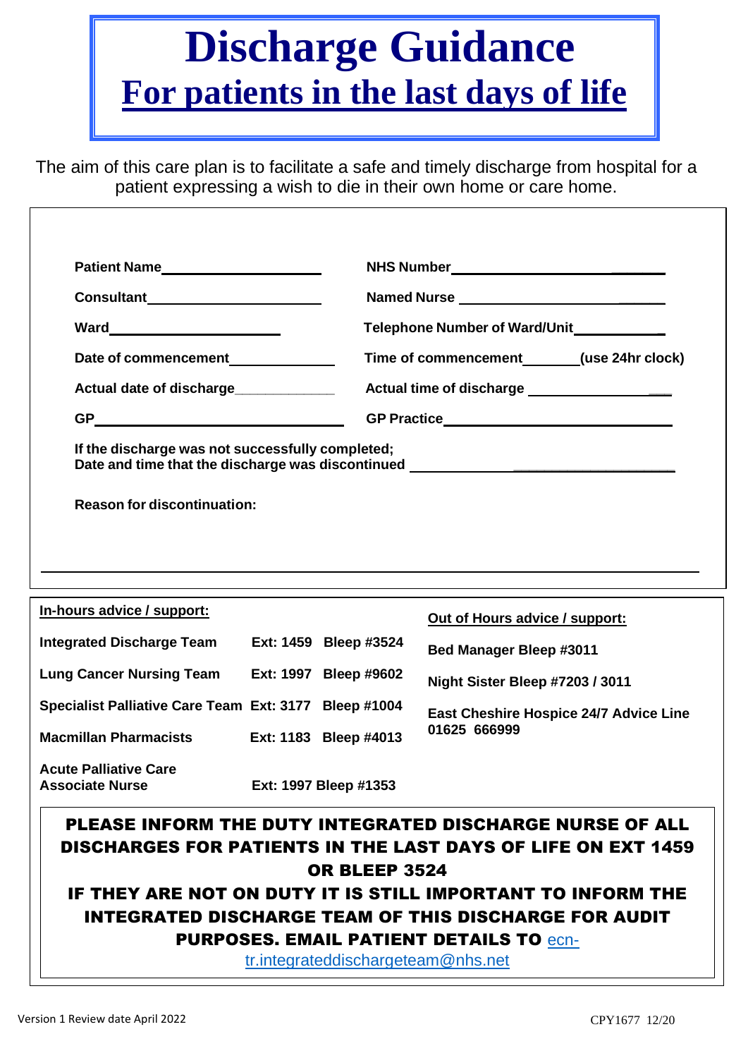# Discharge Guidance

## For patients in the last days of life

The aim of this care plan is to facilitate a safe and timely discharge from hospital for a patient expressing a wish to die in their own home or care home.

**Patient Name**\_\_\_\_\_\_\_\_\_\_\_\_\_\_\_\_\_\_\_\_ **NHS Number**\_\_\_\_\_\_\_\_\_\_\_\_\_\_\_\_\_\_\_\_\_\_\_\_

**Consultant**\_\_\_\_\_\_\_\_\_\_\_\_\_\_\_\_\_\_\_\_ **Named Nurse** \_\_\_\_\_\_\_\_\_\_\_\_\_\_\_\_\_\_\_\_\_\_\_\_

**Ward**\_\_\_\_\_\_\_\_\_\_\_\_\_\_\_\_\_\_\_\_ **Telephone Number of Ward/Unit**\_\_\_\_\_\_\_\_\_\_\_\_

**Date of commencement**\_\_\_\_\_\_\_\_\_\_\_\_ **Time of commencement**\_\_\_\_\_\_\_**(use 24hr clock)**

**Actual date of discharge**\_\_\_\_\_\_\_\_\_\_\_\_ **Actual time of discharge** \_\_\_\_\_\_\_\_\_\_\_\_\_\_\_\_\_\_

**GP**\_\_\_\_\_\_\_\_\_\_\_\_\_\_\_\_\_\_\_\_\_\_\_\_\_\_\_\_ **GP Practice**\_\_\_\_\_\_\_\_\_\_\_\_\_\_\_\_\_\_\_\_\_\_\_\_\_\_\_\_

**If the discharge was not successfully completed;**
**Date and time that the discharge was discontinued** \_\_\_\_\_\_\_\_\_\_\_\_\_\_\_\_\_\_\_\_\_\_\_\_\_\_\_\_

**Reason for discontinuation:**

**In-hours advice / support:**

| | | |
|---|---|---|
| **Integrated Discharge Team** | **Ext: 1459** | **Bleep #3524** |
| **Lung Cancer Nursing Team** | **Ext: 1997** | **Bleep #9602** |
| **Specialist Palliative Care Team** | **Ext: 3177** | **Bleep #1004** |
| **Macmillan Pharmacists** | **Ext: 1183** | **Bleep #4013** |
| **Acute Palliative Care Associate Nurse** | **Ext: 1997** | **Bleep #1353** |

**Out of Hours advice / support:**

**Bed Manager Bleep #3011**

**Night Sister Bleep #7203 / 3011**

**East Cheshire Hospice 24/7 Advice Line 01625 666999**

**PLEASE INFORM THE DUTY INTEGRATED DISCHARGE NURSE OF ALL DISCHARGES FOR PATIENTS IN THE LAST DAYS OF LIFE ON EXT 1459 OR BLEEP 3524**

**IF THEY ARE NOT ON DUTY IT IS STILL IMPORTANT TO INFORM THE INTEGRATED DISCHARGE TEAM OF THIS DISCHARGE FOR AUDIT PURPOSES. EMAIL PATIENT DETAILS TO** ecn-tr.integrateddischargeteam@nhs.net

Version 1 Review date April 2022 CPY1677 12/20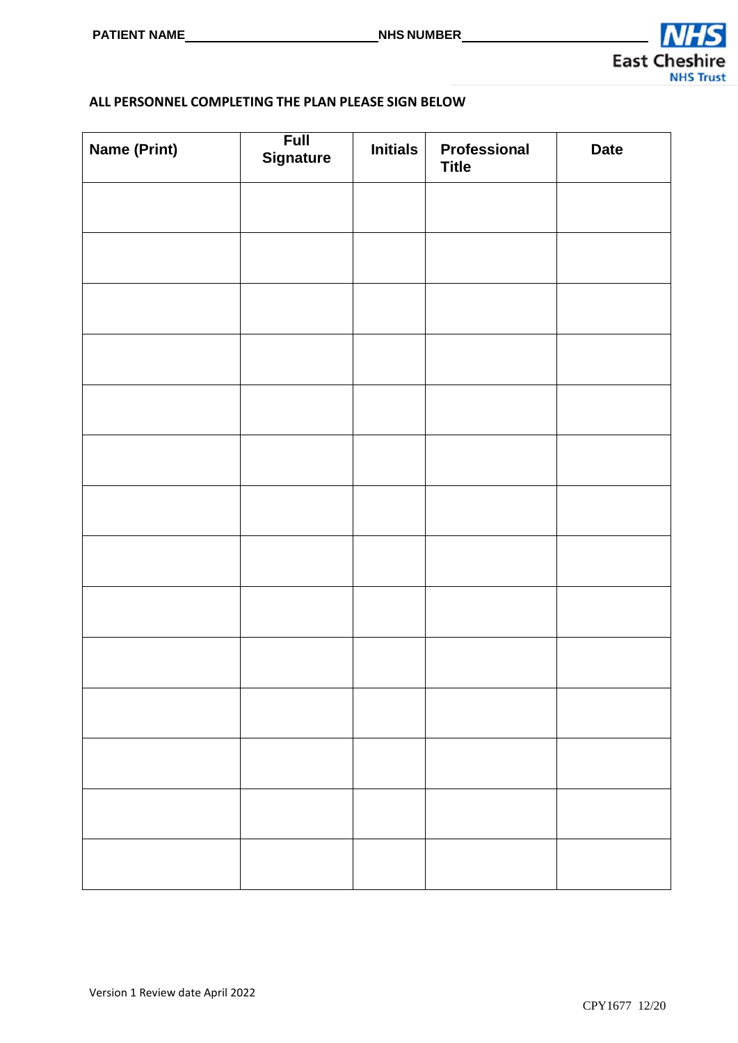PATIENT NAME_________________________ NHS NUMBER_________________________

East Cheshire NHS Trust

**ALL PERSONNEL COMPLETING THE PLAN PLEASE SIGN BELOW**

| Name (Print) | Full Signature | Initials | Professional Title | Date |
|---|---|---|---|---|
| | | | | |
| | | | | |
| | | | | |
| | | | | |
| | | | | |
| | | | | |
| | | | | |
| | | | | |
| | | | | |
| | | | | |
| | | | | |
| | | | | |
| | | | | |
| | | | | |

Version 1 Review date April 2022

CPY1677 12/20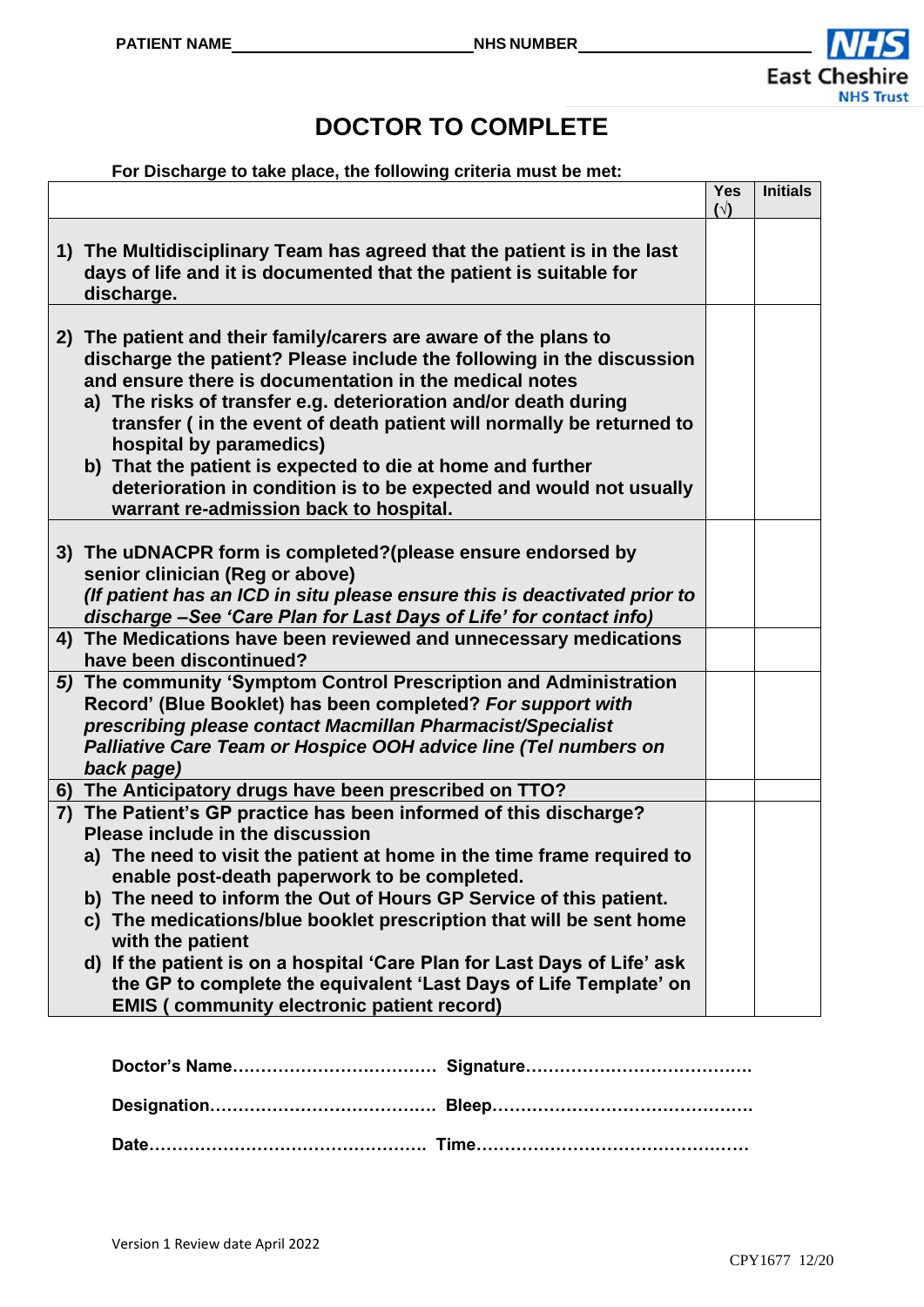PATIENT NAME_________________________ NHS NUMBER_________________________

# DOCTOR TO COMPLETE

**For Discharge to take place, the following criteria must be met:**

| | Yes (√) | Initials |
|---|---|---|
| **1) The Multidisciplinary Team has agreed that the patient is in the last days of life and it is documented that the patient is suitable for discharge.** | | |
| **2) The patient and their family/carers are aware of the plans to discharge the patient? Please include the following in the discussion and ensure there is documentation in the medical notes**<br>**a) The risks of transfer e.g. deterioration and/or death during transfer ( in the event of death patient will normally be returned to hospital by paramedics)**<br>**b) That the patient is expected to die at home and further deterioration in condition is to be expected and would not usually warrant re-admission back to hospital.** | | |
| **3) The uDNACPR form is completed?(please ensure endorsed by senior clinician (Reg or above)**<br>***(If patient has an ICD in situ please ensure this is deactivated prior to discharge –See 'Care Plan for Last Days of Life' for contact info)*** | | |
| **4) The Medications have been reviewed and unnecessary medications have been discontinued?** | | |
| **5) The community 'Symptom Control Prescription and Administration Record' (Blue Booklet) has been completed? *For support with prescribing please contact Macmillan Pharmacist/Specialist Palliative Care Team or Hospice OOH advice line (Tel numbers on back page)*** | | |
| **6) The Anticipatory drugs have been prescribed on TTO?** | | |
| **7) The Patient's GP practice has been informed of this discharge? Please include in the discussion**<br>**a) The need to visit the patient at home in the time frame required to enable post-death paperwork to be completed.**<br>**b) The need to inform the Out of Hours GP Service of this patient.**<br>**c) The medications/blue booklet prescription that will be sent home with the patient**<br>**d) If the patient is on a hospital 'Care Plan for Last Days of Life' ask the GP to complete the equivalent 'Last Days of Life Template' on EMIS ( community electronic patient record)** | | |

**Doctor's Name……………………………… Signature…………………………………**

**Designation………………………………… Bleep………………………………………**

**Date………………………………………… Time…………………………………………**

Version 1 Review date April 2022

CPY1677 12/20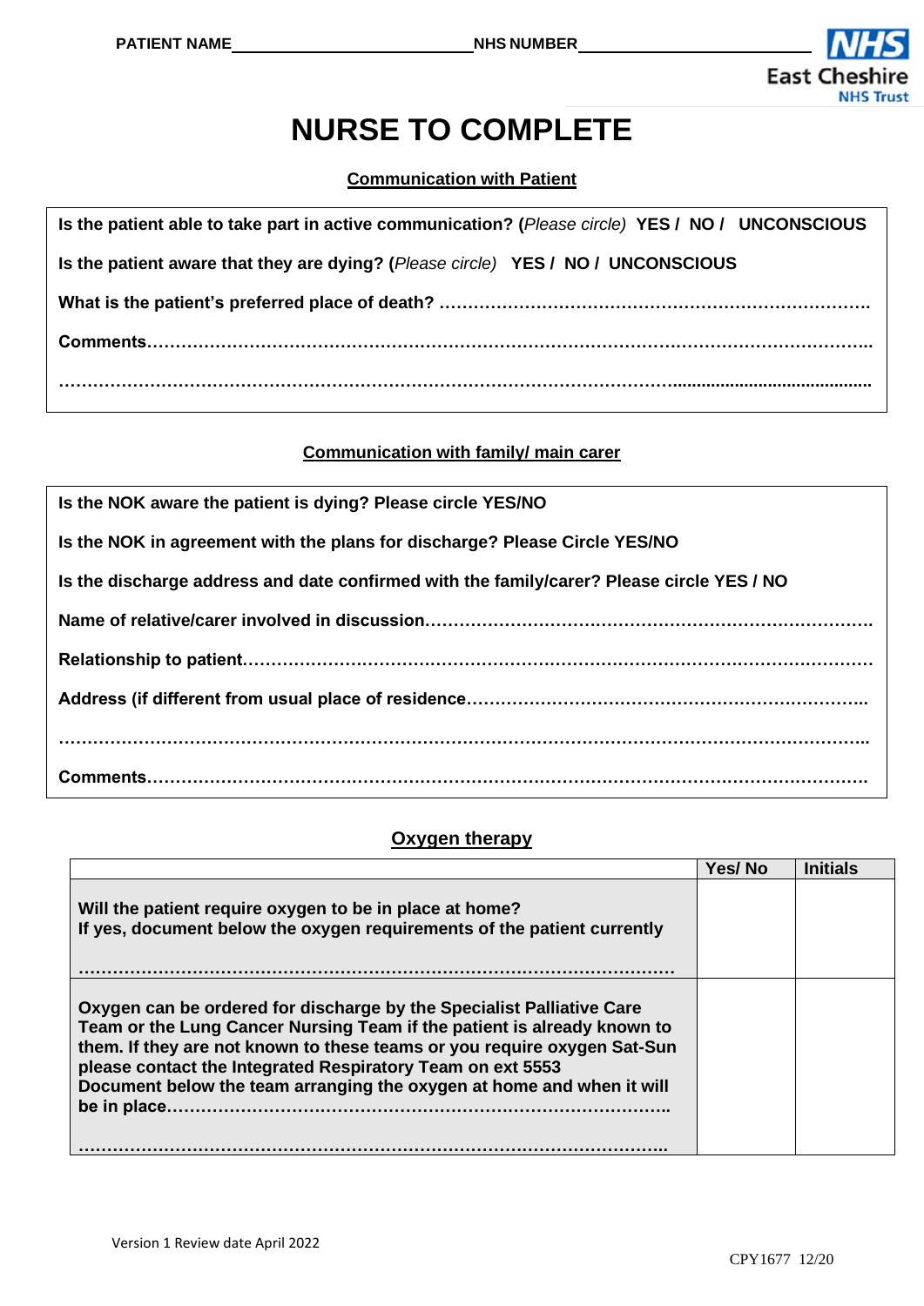**PATIENT NAME**\_\_\_\_\_\_\_\_\_\_\_\_\_\_\_\_\_\_\_\_\_\_\_\_\_\_ **NHS NUMBER**\_\_\_\_\_\_\_\_\_\_\_\_\_\_\_\_\_\_\_\_\_\_\_\_\_\_

East Cheshire NHS Trust

# NURSE TO COMPLETE

**Communication with Patient**

**Is the patient able to take part in active communication? (***Please circle)* **YES / NO / UNCONSCIOUS**

**Is the patient aware that they are dying? (***Please circle)* **YES / NO / UNCONSCIOUS**

**What is the patient's preferred place of death?** ………………………………………………………………

**Comments**……………………………………………………………………………………………………………

……………………………………………………………………………………………………………………………

**Communication with family/ main carer**

**Is the NOK aware the patient is dying? Please circle YES/NO**

**Is the NOK in agreement with the plans for discharge? Please Circle YES/NO**

**Is the discharge address and date confirmed with the family/carer? Please circle YES / NO**

**Name of relative/carer involved in discussion**…………………………………………………………………

**Relationship to patient**…………………………………………………………………………………………

**Address (if different from usual place of residence**………………………………………………………

……………………………………………………………………………………………………………………………

**Comments**……………………………………………………………………………………………………………

**Oxygen therapy**

| | Yes/ No | Initials |
|---|---|---|
| **Will the patient require oxygen to be in place at home?** **If yes, document below the oxygen requirements of the patient currently** ……………………………………………………………………………………… | | |
| **Oxygen can be ordered for discharge by the Specialist Palliative Care Team or the Lung Cancer Nursing Team if the patient is already known to them. If they are not known to these teams or you require oxygen Sat-Sun please contact the Integrated Respiratory Team on ext 5553** **Document below the team arranging the oxygen at home and when it will be in place**……………………………………………………………………………… ……………………………………………………………………………………… | | |

Version 1 Review date April 2022

CPY1677 12/20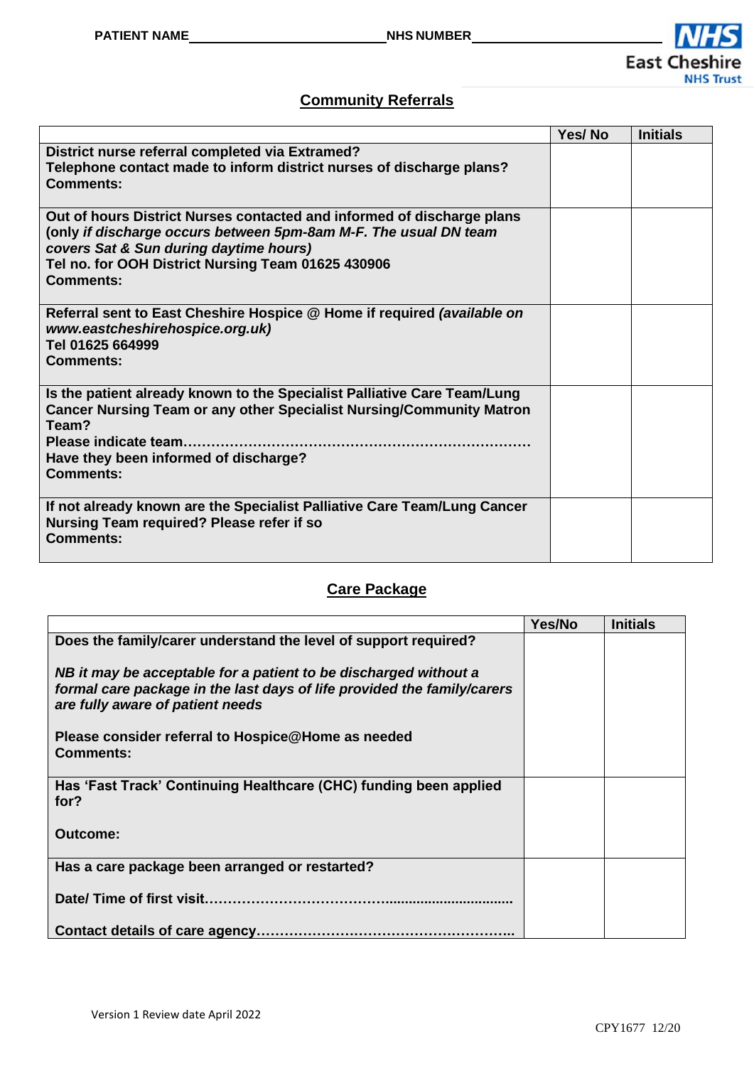PATIENT NAME________________________ NHS NUMBER________________________

## Community Referrals

| | Yes/ No | Initials |
|---|---|---|
| **District nurse referral completed via Extramed?**<br>**Telephone contact made to inform district nurses of discharge plans?**<br>**Comments:** | | |
| **Out of hours District Nurses contacted and informed of discharge plans (only** ***if discharge occurs between 5pm-8am M-F. The usual DN team covers Sat & Sun during daytime hours)***<br>**Tel no. for OOH District Nursing Team 01625 430906**<br>**Comments:** | | |
| **Referral sent to East Cheshire Hospice @ Home if required** ***(available on www.eastcheshirehospice.org.uk)***<br>**Tel 01625 664999**<br>**Comments:** | | |
| **Is the patient already known to the Specialist Palliative Care Team/Lung Cancer Nursing Team or any other Specialist Nursing/Community Matron Team?**<br>**Please indicate team……………………………………………………………………**<br>**Have they been informed of discharge?**<br>**Comments:** | | |
| **If not already known are the Specialist Palliative Care Team/Lung Cancer Nursing Team required? Please refer if so**<br>**Comments:** | | |

## Care Package

| | Yes/No | Initials |
|---|---|---|
| **Does the family/carer understand the level of support required?**<br><br>***NB it may be acceptable for a patient to be discharged without a formal care package in the last days of life provided the family/carers are fully aware of patient needs***<br><br>**Please consider referral to Hospice@Home as needed**<br>**Comments:** | | |
| **Has 'Fast Track' Continuing Healthcare (CHC) funding been applied for?**<br><br>**Outcome:** | | |
| **Has a care package been arranged or restarted?**<br><br>**Date/ Time of first visit……………………………….............................**<br><br>**Contact details of care agency………………………………………………..** | | |

Version 1 Review date April 2022

CPY1677 12/20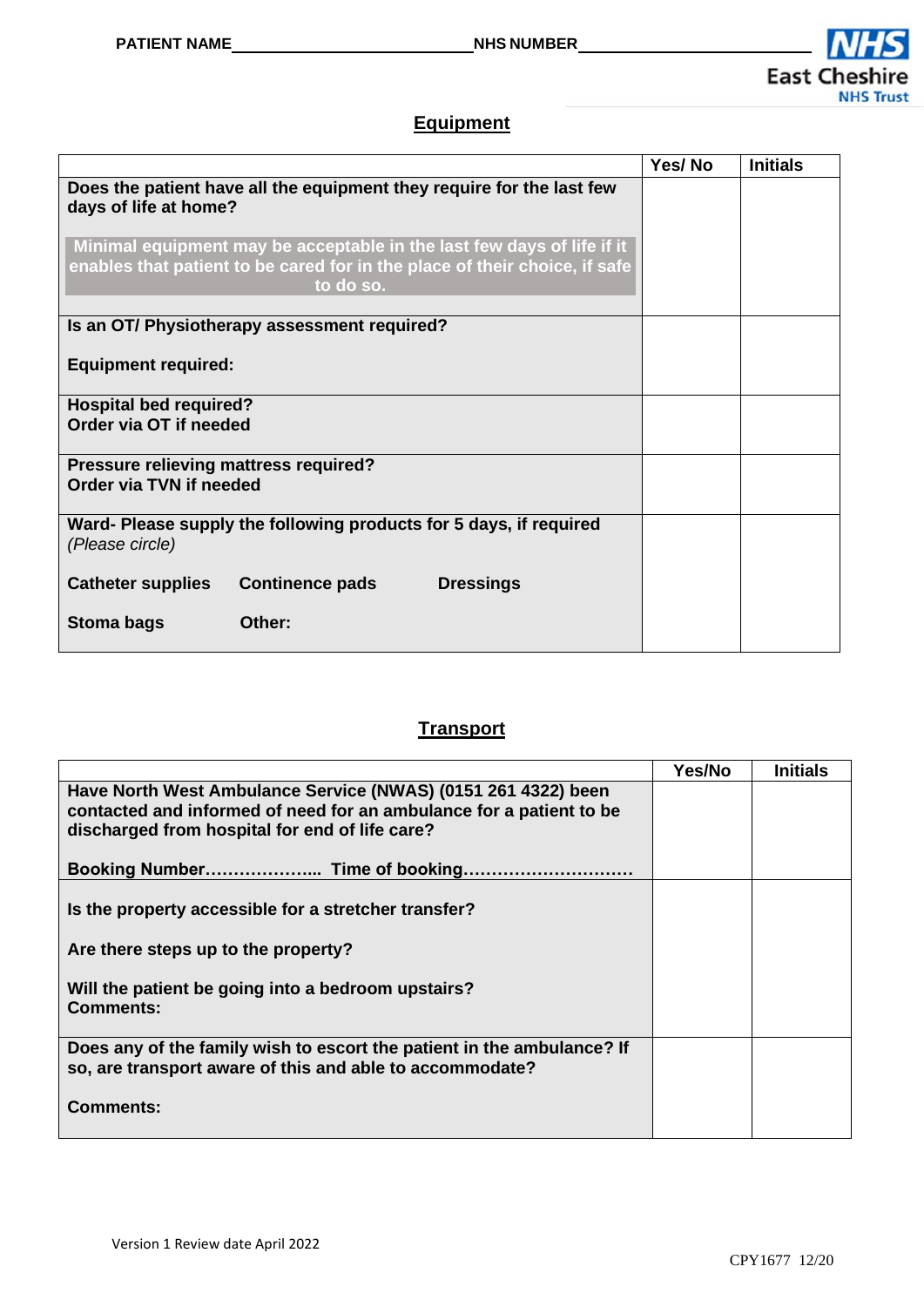PATIENT NAME\_\_\_\_\_\_\_\_\_\_\_\_\_\_\_\_\_\_\_\_\_\_\_\_\_\_ NHS NUMBER\_\_\_\_\_\_\_\_\_\_\_\_\_\_\_\_\_\_\_\_\_\_\_\_\_\_

NHS East Cheshire NHS Trust

## Equipment

| | Yes/ No | Initials |
|---|---|---|
| **Does the patient have all the equipment they require for the last few days of life at home?**<br><br>**Minimal equipment may be acceptable in the last few days of life if it enables that patient to be cared for in the place of their choice, if safe to do so.** | | |
| **Is an OT/ Physiotherapy assessment required?**<br><br>**Equipment required:** | | |
| **Hospital bed required?**<br>**Order via OT if needed** | | |
| **Pressure relieving mattress required?**<br>**Order via TVN if needed** | | |
| **Ward- Please supply the following products for 5 days, if required** *(Please circle)*<br><br>**Catheter supplies Continence pads Dressings**<br><br>**Stoma bags Other:** | | |

## Transport

| | Yes/No | Initials |
|---|---|---|
| **Have North West Ambulance Service (NWAS) (0151 261 4322) been contacted and informed of need for an ambulance for a patient to be discharged from hospital for end of life care?**<br><br>**Booking Number……………….. Time of booking…………………………** | | |
| **Is the property accessible for a stretcher transfer?**<br><br>**Are there steps up to the property?**<br><br>**Will the patient be going into a bedroom upstairs?**<br>**Comments:** | | |
| **Does any of the family wish to escort the patient in the ambulance? If so, are transport aware of this and able to accommodate?**<br><br>**Comments:** | | |

Version 1 Review date April 2022

CPY1677 12/20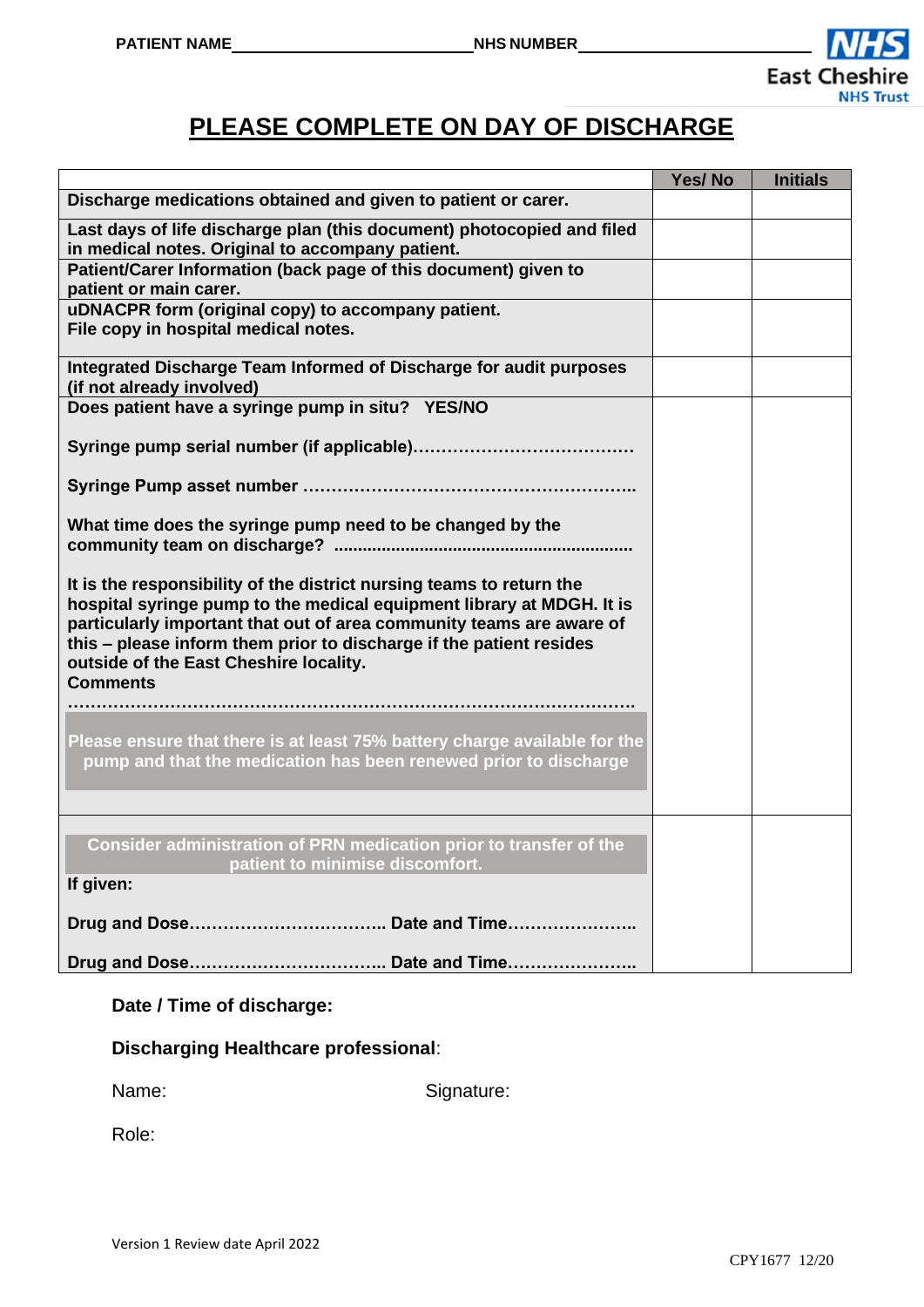PATIENT NAME________________________ NHS NUMBER________________________

NHS East Cheshire NHS Trust

# PLEASE COMPLETE ON DAY OF DISCHARGE

| | Yes/ No | Initials |
|---|---|---|
| **Discharge medications obtained and given to patient or carer.** | | |
| **Last days of life discharge plan (this document) photocopied and filed in medical notes. Original to accompany patient.** | | |
| **Patient/Carer Information (back page of this document) given to patient or main carer.** | | |
| **uDNACPR form (original copy) to accompany patient. File copy in hospital medical notes.** | | |
| **Integrated Discharge Team Informed of Discharge for audit purposes (if not already involved)** | | |
| **Does patient have a syringe pump in situ? YES/NO**<br><br>**Syringe pump serial number (if applicable)…………………………………**<br><br>**Syringe Pump asset number ………………………………………………..**<br><br>**What time does the syringe pump need to be changed by the community team on discharge? ..............................................................**<br><br>**It is the responsibility of the district nursing teams to return the hospital syringe pump to the medical equipment library at MDGH. It is particularly important that out of area community teams are aware of this – please inform them prior to discharge if the patient resides outside of the East Cheshire locality.**<br>**Comments**<br>**…………………………………………………………………………………….**<br><br>**Please ensure that there is at least 75% battery charge available for the pump and that the medication has been renewed prior to discharge** | | |
| **Consider administration of PRN medication prior to transfer of the patient to minimise discomfort.**<br>**If given:**<br><br>**Drug and Dose…………………………….. Date and Time…………………..**<br><br>**Drug and Dose……………………………. Date and Time…………………..** | | |

**Date / Time of discharge:**

**Discharging Healthcare professional**:

Name: Signature:

Role:

Version 1 Review date April 2022

CPY1677 12/20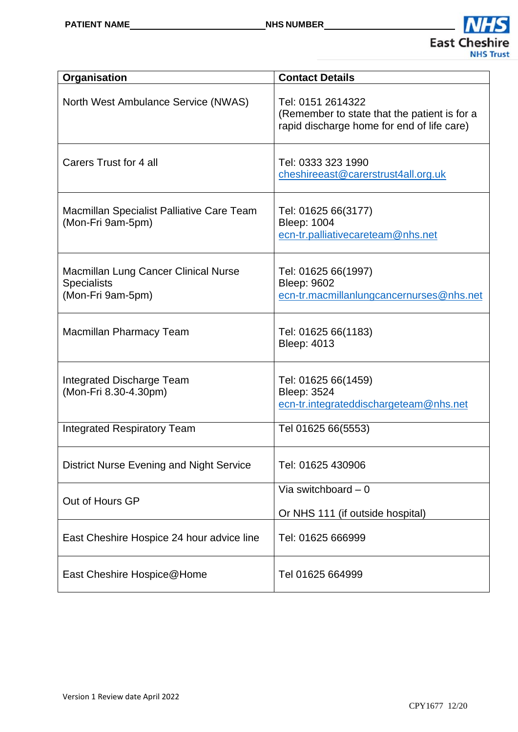PATIENT NAME________________________ NHS NUMBER________________________

| Organisation | Contact Details |
|---|---|
| North West Ambulance Service (NWAS) | Tel: 0151 2614322<br>(Remember to state that the patient is for a rapid discharge home for end of life care) |
| Carers Trust for 4 all | Tel: 0333 323 1990<br>cheshireeast@carerstrust4all.org.uk |
| Macmillan Specialist Palliative Care Team (Mon-Fri 9am-5pm) | Tel: 01625 66(3177)<br>Bleep: 1004<br>ecn-tr.palliativecareteam@nhs.net |
| Macmillan Lung Cancer Clinical Nurse Specialists (Mon-Fri 9am-5pm) | Tel: 01625 66(1997)<br>Bleep: 9602<br>ecn-tr.macmillanlungcancernurses@nhs.net |
| Macmillan Pharmacy Team | Tel: 01625 66(1183)<br>Bleep: 4013 |
| Integrated Discharge Team (Mon-Fri 8.30-4.30pm) | Tel: 01625 66(1459)<br>Bleep: 3524<br>ecn-tr.integrateddischargeteam@nhs.net |
| Integrated Respiratory Team | Tel 01625 66(5553) |
| District Nurse Evening and Night Service | Tel: 01625 430906 |
| Out of Hours GP | Via switchboard – 0<br><br>Or NHS 111 (if outside hospital) |
| East Cheshire Hospice 24 hour advice line | Tel: 01625 666999 |
| East Cheshire Hospice@Home | Tel 01625 664999 |

Version 1 Review date April 2022

CPY1677 12/20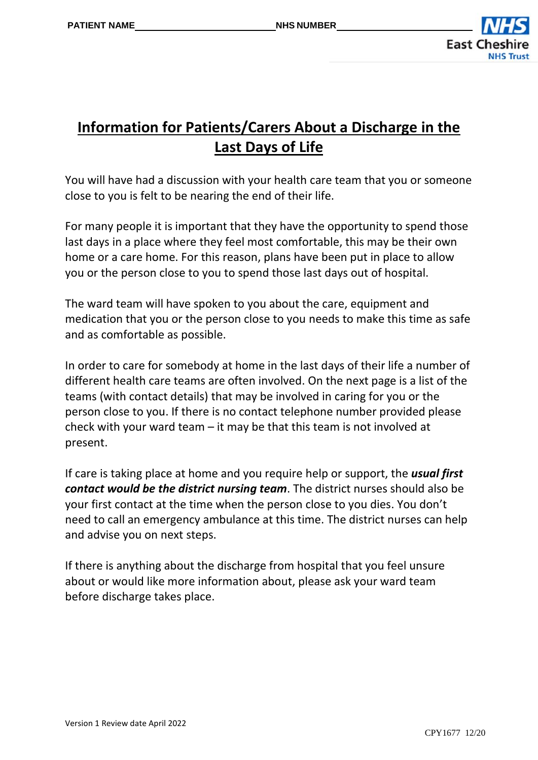PATIENT NAME\_\_\_\_\_\_\_\_\_\_\_\_\_\_\_\_\_\_\_\_\_\_\_\_\_ NHS NUMBER\_\_\_\_\_\_\_\_\_\_\_\_\_\_\_\_\_\_\_\_\_\_\_\_\_

East Cheshire NHS Trust

# Information for Patients/Carers About a Discharge in the Last Days of Life

You will have had a discussion with your health care team that you or someone close to you is felt to be nearing the end of their life.

For many people it is important that they have the opportunity to spend those last days in a place where they feel most comfortable, this may be their own home or a care home. For this reason, plans have been put in place to allow you or the person close to you to spend those last days out of hospital.

The ward team will have spoken to you about the care, equipment and medication that you or the person close to you needs to make this time as safe and as comfortable as possible.

In order to care for somebody at home in the last days of their life a number of different health care teams are often involved. On the next page is a list of the teams (with contact details) that may be involved in caring for you or the person close to you. If there is no contact telephone number provided please check with your ward team – it may be that this team is not involved at present.

If care is taking place at home and you require help or support, the ***usual first contact would be the district nursing team***. The district nurses should also be your first contact at the time when the person close to you dies. You don't need to call an emergency ambulance at this time. The district nurses can help and advise you on next steps.

If there is anything about the discharge from hospital that you feel unsure about or would like more information about, please ask your ward team before discharge takes place.

Version 1 Review date April 2022

CPY1677 12/20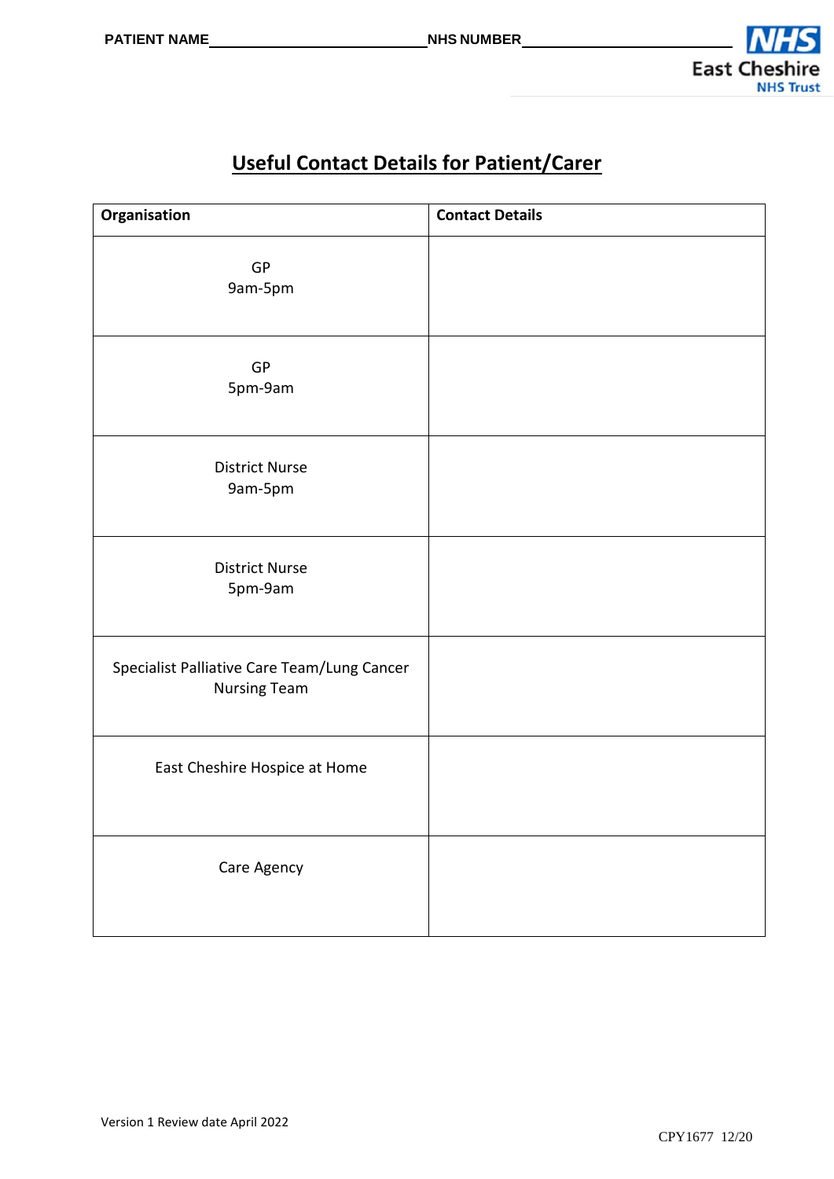PATIENT NAME_______________________ NHS NUMBER_______________________

East Cheshire NHS Trust

# Useful Contact Details for Patient/Carer

| Organisation | Contact Details |
|---|---|
| GP 9am-5pm | |
| GP 5pm-9am | |
| District Nurse 9am-5pm | |
| District Nurse 5pm-9am | |
| Specialist Palliative Care Team/Lung Cancer Nursing Team | |
| East Cheshire Hospice at Home | |
| Care Agency | |

Version 1 Review date April 2022

CPY1677 12/20